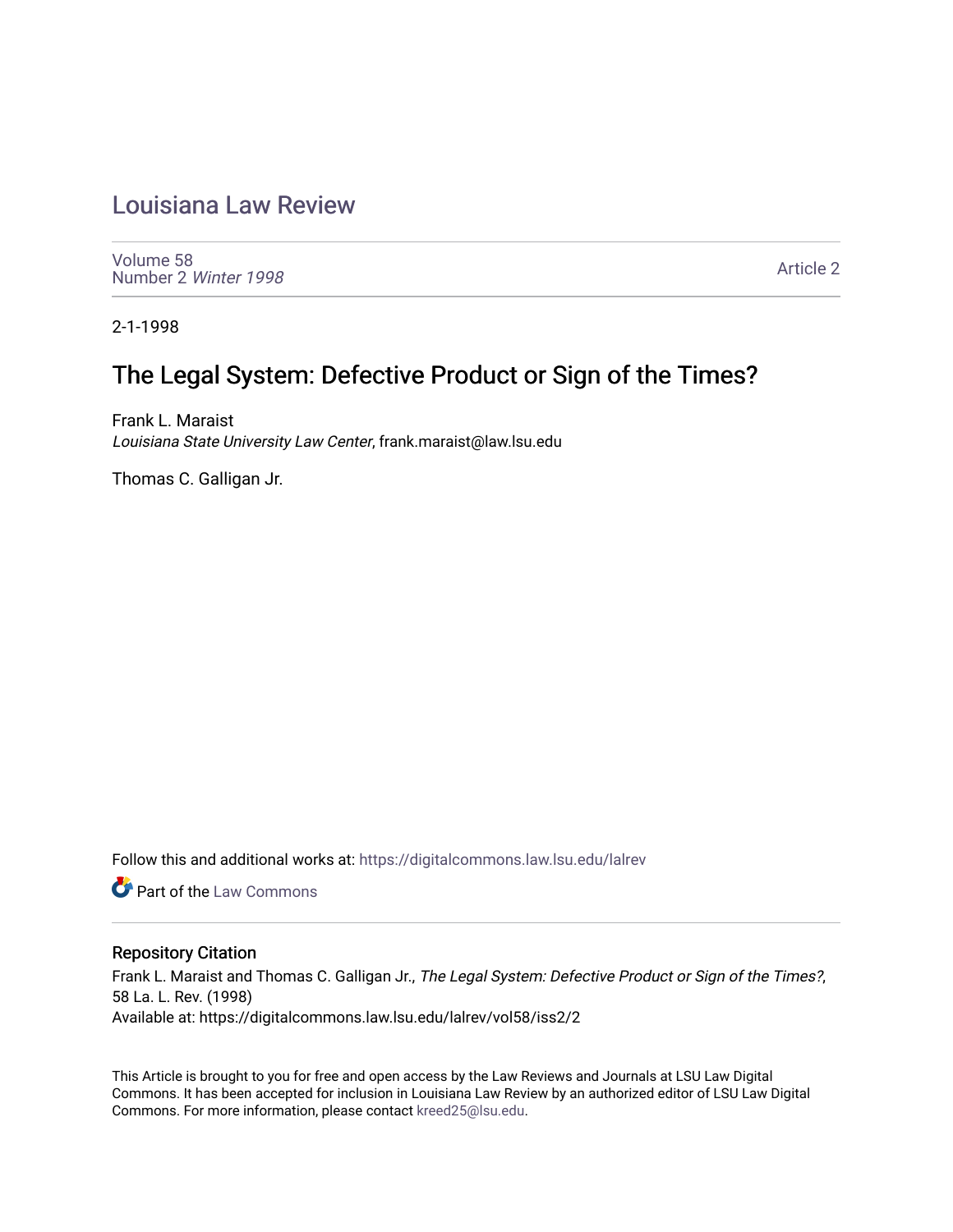# Louisiana Law Review

Volume 58
Number 2 *Winter 1998*

Article 2

2-1-1998

## The Legal System: Defective Product or Sign of the Times?

Frank L. Maraist
*Louisiana State University Law Center*, frank.maraist@law.lsu.edu

Thomas C. Galligan Jr.

Follow this and additional works at: https://digitalcommons.law.lsu.edu/lalrev

Part of the Law Commons

### Repository Citation

Frank L. Maraist and Thomas C. Galligan Jr., *The Legal System: Defective Product or Sign of the Times?*, 58 La. L. Rev. (1998)
Available at: https://digitalcommons.law.lsu.edu/lalrev/vol58/iss2/2

This Article is brought to you for free and open access by the Law Reviews and Journals at LSU Law Digital Commons. It has been accepted for inclusion in Louisiana Law Review by an authorized editor of LSU Law Digital Commons. For more information, please contact kreed25@lsu.edu.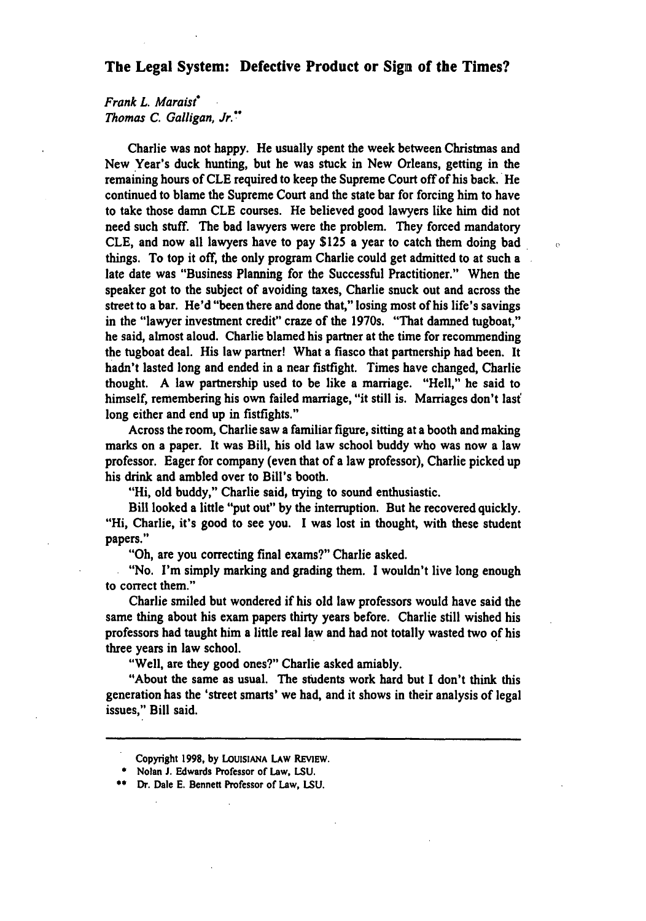## The Legal System: Defective Product or Sign of the Times?

*Frank L. Maraist*[*]
*Thomas C. Galligan, Jr.*[**]

Charlie was not happy. He usually spent the week between Christmas and New Year's duck hunting, but he was stuck in New Orleans, getting in the remaining hours of CLE required to keep the Supreme Court off of his back. He continued to blame the Supreme Court and the state bar for forcing him to have to take those damn CLE courses. He believed good lawyers like him did not need such stuff. The bad lawyers were the problem. They forced mandatory CLE, and now all lawyers have to pay $125 a year to catch them doing bad things. To top it off, the only program Charlie could get admitted to at such a late date was "Business Planning for the Successful Practitioner." When the speaker got to the subject of avoiding taxes, Charlie snuck out and across the street to a bar. He'd "been there and done that," losing most of his life's savings in the "lawyer investment credit" craze of the 1970s. "That damned tugboat," he said, almost aloud. Charlie blamed his partner at the time for recommending the tugboat deal. His law partner! What a fiasco that partnership had been. It hadn't lasted long and ended in a near fistfight. Times have changed, Charlie thought. A law partnership used to be like a marriage. "Hell," he said to himself, remembering his own failed marriage, "it still is. Marriages don't last long either and end up in fistfights."

Across the room, Charlie saw a familiar figure, sitting at a booth and making marks on a paper. It was Bill, his old law school buddy who was now a law professor. Eager for company (even that of a law professor), Charlie picked up his drink and ambled over to Bill's booth.

"Hi, old buddy," Charlie said, trying to sound enthusiastic.

Bill looked a little "put out" by the interruption. But he recovered quickly. "Hi, Charlie, it's good to see you. I was lost in thought, with these student papers."

"Oh, are you correcting final exams?" Charlie asked.

"No. I'm simply marking and grading them. I wouldn't live long enough to correct them."

Charlie smiled but wondered if his old law professors would have said the same thing about his exam papers thirty years before. Charlie still wished his professors had taught him a little real law and had not totally wasted two of his three years in law school.

"Well, are they good ones?" Charlie asked amiably.

"About the same as usual. The students work hard but I don't think this generation has the 'street smarts' we had, and it shows in their analysis of legal issues," Bill said.

---

Copyright 1998, by LOUISIANA LAW REVIEW.

[*] Nolan J. Edwards Professor of Law, LSU.

[**] Dr. Dale E. Bennett Professor of Law, LSU.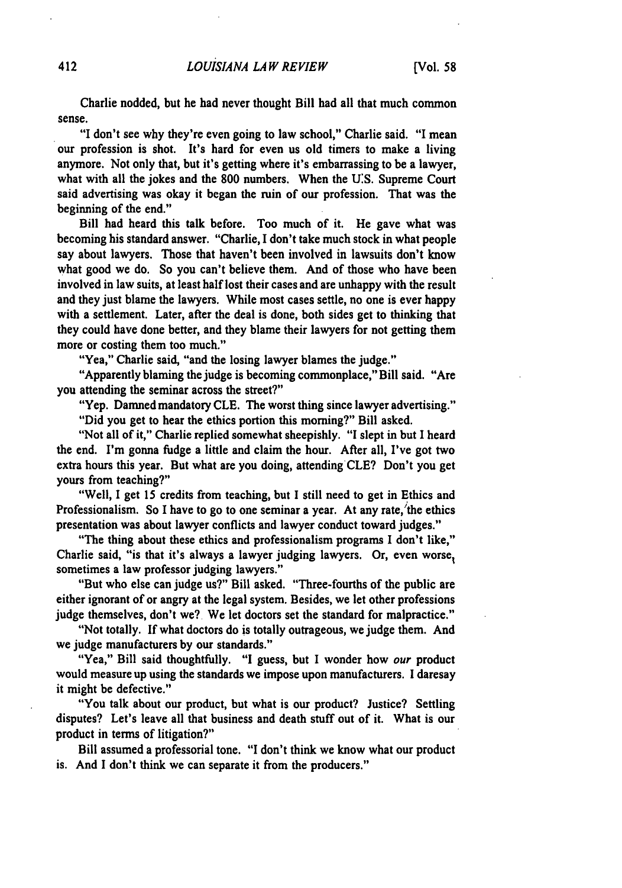Charlie nodded, but he had never thought Bill had all that much common sense.

"I don't see why they're even going to law school," Charlie said. "I mean our profession is shot. It's hard for even us old timers to make a living anymore. Not only that, but it's getting where it's embarrassing to be a lawyer, what with all the jokes and the 800 numbers. When the U.S. Supreme Court said advertising was okay it began the ruin of our profession. That was the beginning of the end."

Bill had heard this talk before. Too much of it. He gave what was becoming his standard answer. "Charlie, I don't take much stock in what people say about lawyers. Those that haven't been involved in lawsuits don't know what good we do. So you can't believe them. And of those who have been involved in law suits, at least half lost their cases and are unhappy with the result and they just blame the lawyers. While most cases settle, no one is ever happy with a settlement. Later, after the deal is done, both sides get to thinking that they could have done better, and they blame their lawyers for not getting them more or costing them too much."

"Yea," Charlie said, "and the losing lawyer blames the judge."

"Apparently blaming the judge is becoming commonplace," Bill said. "Are you attending the seminar across the street?"

"Yep. Damned mandatory CLE. The worst thing since lawyer advertising."

"Did you get to hear the ethics portion this morning?" Bill asked.

"Not all of it," Charlie replied somewhat sheepishly. "I slept in but I heard the end. I'm gonna fudge a little and claim the hour. After all, I've got two extra hours this year. But what are you doing, attending CLE? Don't you get yours from teaching?"

"Well, I get 15 credits from teaching, but I still need to get in Ethics and Professionalism. So I have to go to one seminar a year. At any rate, the ethics presentation was about lawyer conflicts and lawyer conduct toward judges."

"The thing about these ethics and professionalism programs I don't like," Charlie said, "is that it's always a lawyer judging lawyers. Or, even worse, sometimes a law professor judging lawyers."

"But who else can judge us?" Bill asked. "Three-fourths of the public are either ignorant of or angry at the legal system. Besides, we let other professions judge themselves, don't we? We let doctors set the standard for malpractice."

"Not totally. If what doctors do is totally outrageous, we judge them. And we judge manufacturers by our standards."

"Yea," Bill said thoughtfully. "I guess, but I wonder how *our* product would measure up using the standards we impose upon manufacturers. I daresay it might be defective."

"You talk about our product, but what is our product? Justice? Settling disputes? Let's leave all that business and death stuff out of it. What is our product in terms of litigation?"

Bill assumed a professorial tone. "I don't think we know what our product is. And I don't think we can separate it from the producers."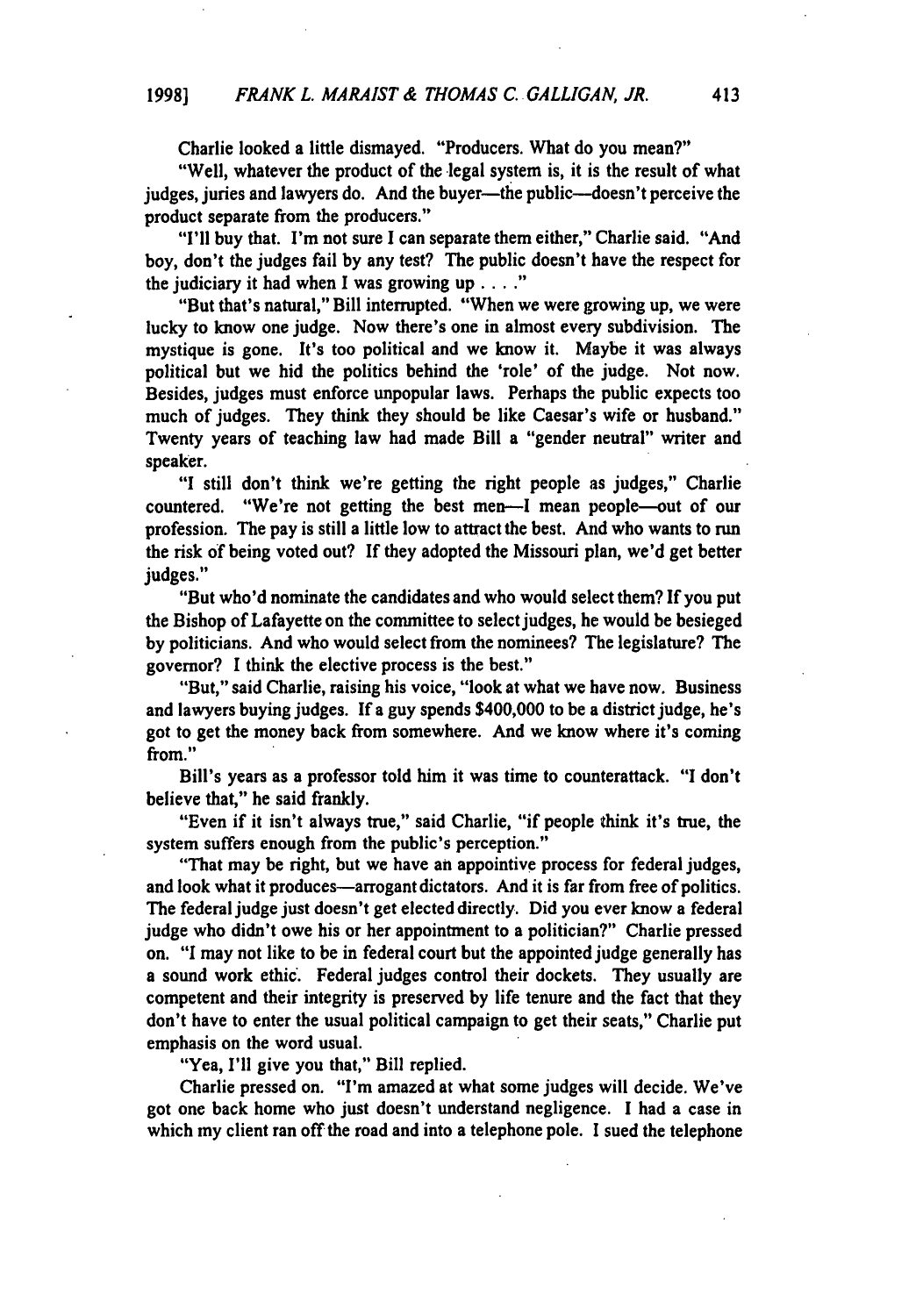Charlie looked a little dismayed. "Producers. What do you mean?"

"Well, whatever the product of the legal system is, it is the result of what judges, juries and lawyers do. And the buyer—the public—doesn't perceive the product separate from the producers."

"I'll buy that. I'm not sure I can separate them either," Charlie said. "And boy, don't the judges fail by any test? The public doesn't have the respect for the judiciary it had when I was growing up . . . ."

"But that's natural," Bill interrupted. "When we were growing up, we were lucky to know one judge. Now there's one in almost every subdivision. The mystique is gone. It's too political and we know it. Maybe it was always political but we hid the politics behind the 'role' of the judge. Not now. Besides, judges must enforce unpopular laws. Perhaps the public expects too much of judges. They think they should be like Caesar's wife or husband." Twenty years of teaching law had made Bill a "gender neutral" writer and speaker.

"I still don't think we're getting the right people as judges," Charlie countered. "We're not getting the best men—I mean people—out of our profession. The pay is still a little low to attract the best. And who wants to run the risk of being voted out? If they adopted the Missouri plan, we'd get better judges."

"But who'd nominate the candidates and who would select them? If you put the Bishop of Lafayette on the committee to select judges, he would be besieged by politicians. And who would select from the nominees? The legislature? The governor? I think the elective process is the best."

"But," said Charlie, raising his voice, "look at what we have now. Business and lawyers buying judges. If a guy spends $400,000 to be a district judge, he's got to get the money back from somewhere. And we know where it's coming from."

Bill's years as a professor told him it was time to counterattack. "I don't believe that," he said frankly.

"Even if it isn't always true," said Charlie, "if people think it's true, the system suffers enough from the public's perception."

"That may be right, but we have an appointive process for federal judges, and look what it produces—arrogant dictators. And it is far from free of politics. The federal judge just doesn't get elected directly. Did you ever know a federal judge who didn't owe his or her appointment to a politician?" Charlie pressed on. "I may not like to be in federal court but the appointed judge generally has a sound work ethic. Federal judges control their dockets. They usually are competent and their integrity is preserved by life tenure and the fact that they don't have to enter the usual political campaign to get their seats," Charlie put emphasis on the word usual.

"Yea, I'll give you that," Bill replied.

Charlie pressed on. "I'm amazed at what some judges will decide. We've got one back home who just doesn't understand negligence. I had a case in which my client ran off the road and into a telephone pole. I sued the telephone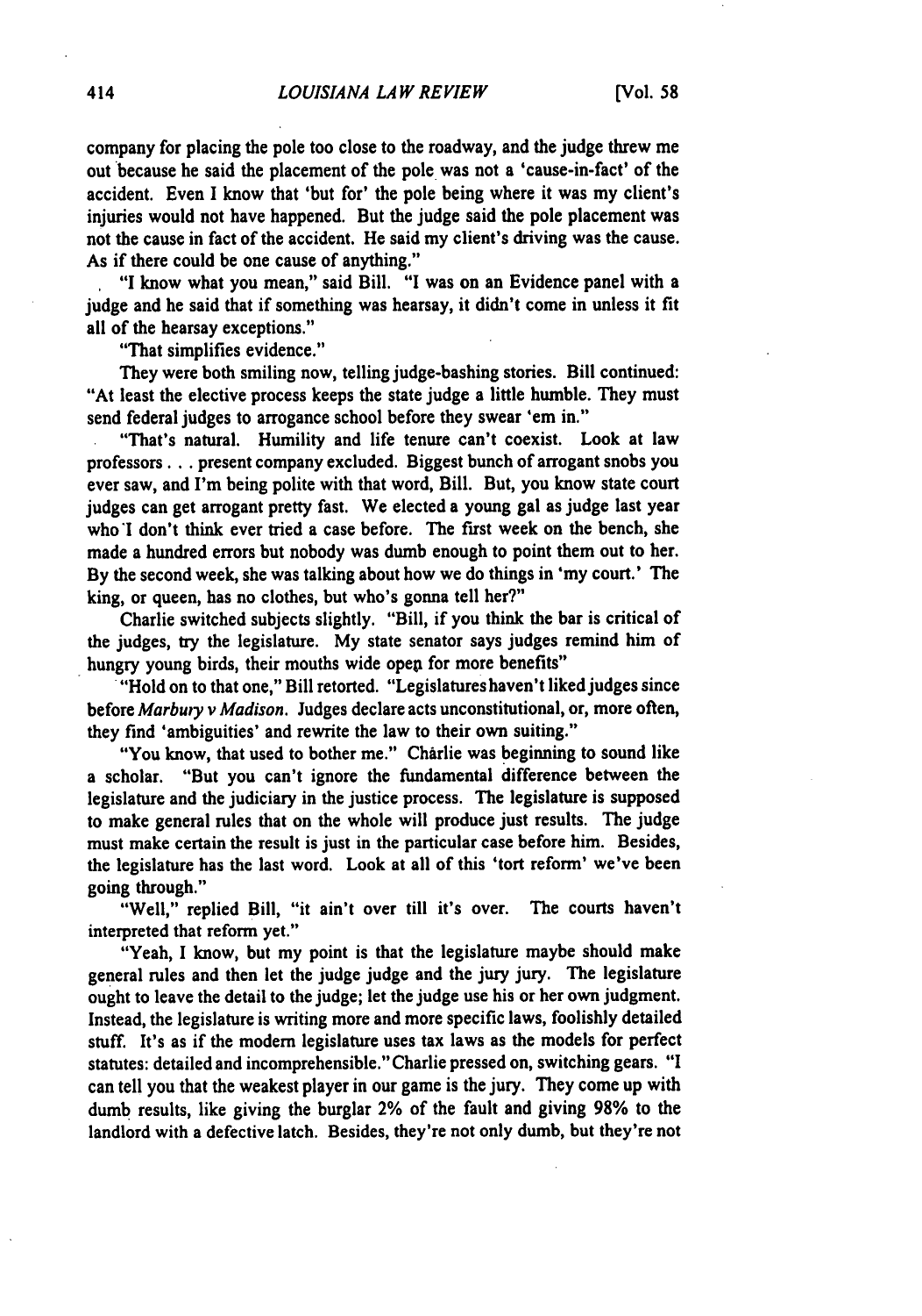company for placing the pole too close to the roadway, and the judge threw me out because he said the placement of the pole was not a 'cause-in-fact' of the accident. Even I know that 'but for' the pole being where it was my client's injuries would not have happened. But the judge said the pole placement was not the cause in fact of the accident. He said my client's driving was the cause. As if there could be one cause of anything."

"I know what you mean," said Bill. "I was on an Evidence panel with a judge and he said that if something was hearsay, it didn't come in unless it fit all of the hearsay exceptions."

"That simplifies evidence."

They were both smiling now, telling judge-bashing stories. Bill continued: "At least the elective process keeps the state judge a little humble. They must send federal judges to arrogance school before they swear 'em in."

"That's natural. Humility and life tenure can't coexist. Look at law professors . . . present company excluded. Biggest bunch of arrogant snobs you ever saw, and I'm being polite with that word, Bill. But, you know state court judges can get arrogant pretty fast. We elected a young gal as judge last year who I don't think ever tried a case before. The first week on the bench, she made a hundred errors but nobody was dumb enough to point them out to her. By the second week, she was talking about how we do things in 'my court.' The king, or queen, has no clothes, but who's gonna tell her?"

Charlie switched subjects slightly. "Bill, if you think the bar is critical of the judges, try the legislature. My state senator says judges remind him of hungry young birds, their mouths wide open for more benefits"

"Hold on to that one," Bill retorted. "Legislatures haven't liked judges since before *Marbury v Madison*. Judges declare acts unconstitutional, or, more often, they find 'ambiguities' and rewrite the law to their own suiting."

"You know, that used to bother me." Charlie was beginning to sound like a scholar. "But you can't ignore the fundamental difference between the legislature and the judiciary in the justice process. The legislature is supposed to make general rules that on the whole will produce just results. The judge must make certain the result is just in the particular case before him. Besides, the legislature has the last word. Look at all of this 'tort reform' we've been going through."

"Well," replied Bill, "it ain't over till it's over. The courts haven't interpreted that reform yet."

"Yeah, I know, but my point is that the legislature maybe should make general rules and then let the judge judge and the jury jury. The legislature ought to leave the detail to the judge; let the judge use his or her own judgment. Instead, the legislature is writing more and more specific laws, foolishly detailed stuff. It's as if the modern legislature uses tax laws as the models for perfect statutes: detailed and incomprehensible." Charlie pressed on, switching gears. "I can tell you that the weakest player in our game is the jury. They come up with dumb results, like giving the burglar 2% of the fault and giving 98% to the landlord with a defective latch. Besides, they're not only dumb, but they're not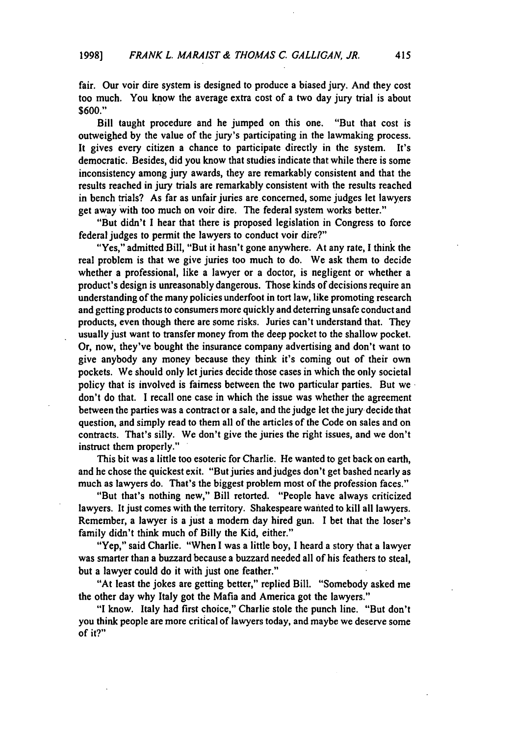fair. Our voir dire system is designed to produce a biased jury. And they cost too much. You know the average extra cost of a two day jury trial is about $600."

Bill taught procedure and he jumped on this one. "But that cost is outweighed by the value of the jury's participating in the lawmaking process. It gives every citizen a chance to participate directly in the system. It's democratic. Besides, did you know that studies indicate that while there is some inconsistency among jury awards, they are remarkably consistent and that the results reached in jury trials are remarkably consistent with the results reached in bench trials? As far as unfair juries are concerned, some judges let lawyers get away with too much on voir dire. The federal system works better."

"But didn't I hear that there is proposed legislation in Congress to force federal judges to permit the lawyers to conduct voir dire?"

"Yes," admitted Bill, "But it hasn't gone anywhere. At any rate, I think the real problem is that we give juries too much to do. We ask them to decide whether a professional, like a lawyer or a doctor, is negligent or whether a product's design is unreasonably dangerous. Those kinds of decisions require an understanding of the many policies underfoot in tort law, like promoting research and getting products to consumers more quickly and deterring unsafe conduct and products, even though there are some risks. Juries can't understand that. They usually just want to transfer money from the deep pocket to the shallow pocket. Or, now, they've bought the insurance company advertising and don't want to give anybody any money because they think it's coming out of their own pockets. We should only let juries decide those cases in which the only societal policy that is involved is fairness between the two particular parties. But we don't do that. I recall one case in which the issue was whether the agreement between the parties was a contract or a sale, and the judge let the jury decide that question, and simply read to them all of the articles of the Code on sales and on contracts. That's silly. We don't give the juries the right issues, and we don't instruct them properly."

This bit was a little too esoteric for Charlie. He wanted to get back on earth, and he chose the quickest exit. "But juries and judges don't get bashed nearly as much as lawyers do. That's the biggest problem most of the profession faces."

"But that's nothing new," Bill retorted. "People have always criticized lawyers. It just comes with the territory. Shakespeare wanted to kill all lawyers. Remember, a lawyer is a just a modern day hired gun. I bet that the loser's family didn't think much of Billy the Kid, either."

"Yep," said Charlie. "When I was a little boy, I heard a story that a lawyer was smarter than a buzzard because a buzzard needed all of his feathers to steal, but a lawyer could do it with just one feather."

"At least the jokes are getting better," replied Bill. "Somebody asked me the other day why Italy got the Mafia and America got the lawyers."

"I know. Italy had first choice," Charlie stole the punch line. "But don't you think people are more critical of lawyers today, and maybe we deserve some of it?"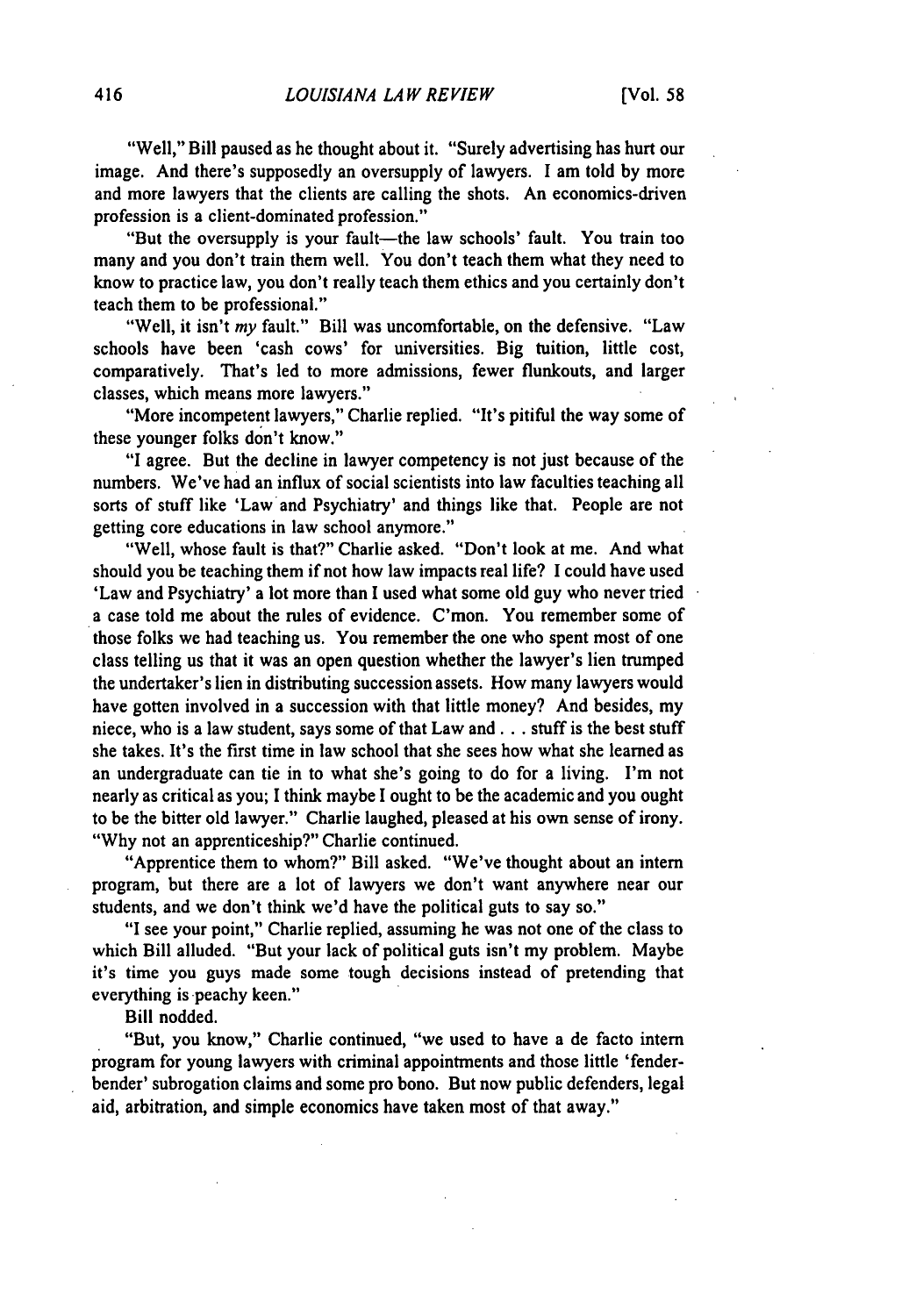"Well," Bill paused as he thought about it. "Surely advertising has hurt our image. And there's supposedly an oversupply of lawyers. I am told by more and more lawyers that the clients are calling the shots. An economics-driven profession is a client-dominated profession."

"But the oversupply is your fault—the law schools' fault. You train too many and you don't train them well. You don't teach them what they need to know to practice law, you don't really teach them ethics and you certainly don't teach them to be professional."

"Well, it isn't *my* fault." Bill was uncomfortable, on the defensive. "Law schools have been 'cash cows' for universities. Big tuition, little cost, comparatively. That's led to more admissions, fewer flunkouts, and larger classes, which means more lawyers."

"More incompetent lawyers," Charlie replied. "It's pitiful the way some of these younger folks don't know."

"I agree. But the decline in lawyer competency is not just because of the numbers. We've had an influx of social scientists into law faculties teaching all sorts of stuff like 'Law and Psychiatry' and things like that. People are not getting core educations in law school anymore."

"Well, whose fault is that?" Charlie asked. "Don't look at me. And what should you be teaching them if not how law impacts real life? I could have used 'Law and Psychiatry' a lot more than I used what some old guy who never tried a case told me about the rules of evidence. C'mon. You remember some of those folks we had teaching us. You remember the one who spent most of one class telling us that it was an open question whether the lawyer's lien trumped the undertaker's lien in distributing succession assets. How many lawyers would have gotten involved in a succession with that little money? And besides, my niece, who is a law student, says some of that Law and . . . stuff is the best stuff she takes. It's the first time in law school that she sees how what she learned as an undergraduate can tie in to what she's going to do for a living. I'm not nearly as critical as you; I think maybe I ought to be the academic and you ought to be the bitter old lawyer." Charlie laughed, pleased at his own sense of irony. "Why not an apprenticeship?" Charlie continued.

"Apprentice them to whom?" Bill asked. "We've thought about an intern program, but there are a lot of lawyers we don't want anywhere near our students, and we don't think we'd have the political guts to say so."

"I see your point," Charlie replied, assuming he was not one of the class to which Bill alluded. "But your lack of political guts isn't my problem. Maybe it's time you guys made some tough decisions instead of pretending that everything is peachy keen."

Bill nodded.

"But, you know," Charlie continued, "we used to have a de facto intern program for young lawyers with criminal appointments and those little 'fender-bender' subrogation claims and some pro bono. But now public defenders, legal aid, arbitration, and simple economics have taken most of that away."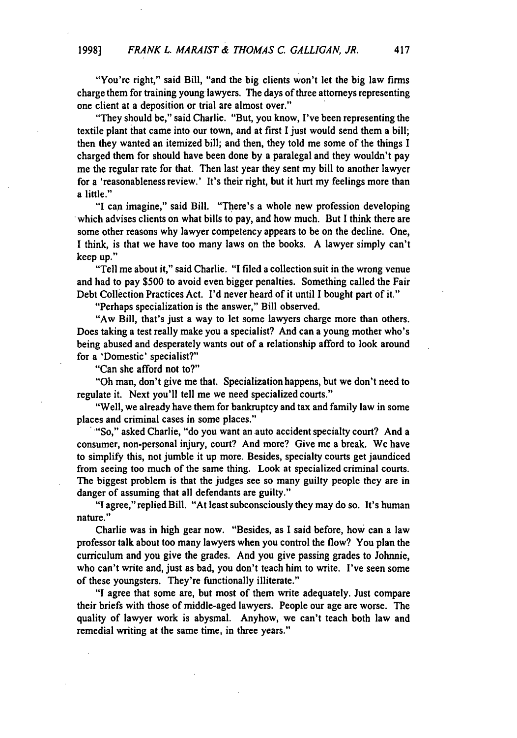"You're right," said Bill, "and the big clients won't let the big law firms charge them for training young lawyers. The days of three attorneys representing one client at a deposition or trial are almost over."

"They should be," said Charlie. "But, you know, I've been representing the textile plant that came into our town, and at first I just would send them a bill; then they wanted an itemized bill; and then, they told me some of the things I charged them for should have been done by a paralegal and they wouldn't pay me the regular rate for that. Then last year they sent my bill to another lawyer for a 'reasonableness review.' It's their right, but it hurt my feelings more than a little."

"I can imagine," said Bill. "There's a whole new profession developing which advises clients on what bills to pay, and how much. But I think there are some other reasons why lawyer competency appears to be on the decline. One, I think, is that we have too many laws on the books. A lawyer simply can't keep up."

"Tell me about it," said Charlie. "I filed a collection suit in the wrong venue and had to pay $500 to avoid even bigger penalties. Something called the Fair Debt Collection Practices Act. I'd never heard of it until I bought part of it."

"Perhaps specialization is the answer," Bill observed.

"Aw Bill, that's just a way to let some lawyers charge more than others. Does taking a test really make you a specialist? And can a young mother who's being abused and desperately wants out of a relationship afford to look around for a 'Domestic' specialist?"

"Can she afford not to?"

"Oh man, don't give me that. Specialization happens, but we don't need to regulate it. Next you'll tell me we need specialized courts."

"Well, we already have them for bankruptcy and tax and family law in some places and criminal cases in some places."

"So," asked Charlie, "do you want an auto accident specialty court? And a consumer, non-personal injury, court? And more? Give me a break. We have to simplify this, not jumble it up more. Besides, specialty courts get jaundiced from seeing too much of the same thing. Look at specialized criminal courts. The biggest problem is that the judges see so many guilty people they are in danger of assuming that all defendants are guilty."

"I agree," replied Bill. "At least subconsciously they may do so. It's human nature."

Charlie was in high gear now. "Besides, as I said before, how can a law professor talk about too many lawyers when you control the flow? You plan the curriculum and you give the grades. And you give passing grades to Johnnie, who can't write and, just as bad, you don't teach him to write. I've seen some of these youngsters. They're functionally illiterate."

"I agree that some are, but most of them write adequately. Just compare their briefs with those of middle-aged lawyers. People our age are worse. The quality of lawyer work is abysmal. Anyhow, we can't teach both law and remedial writing at the same time, in three years."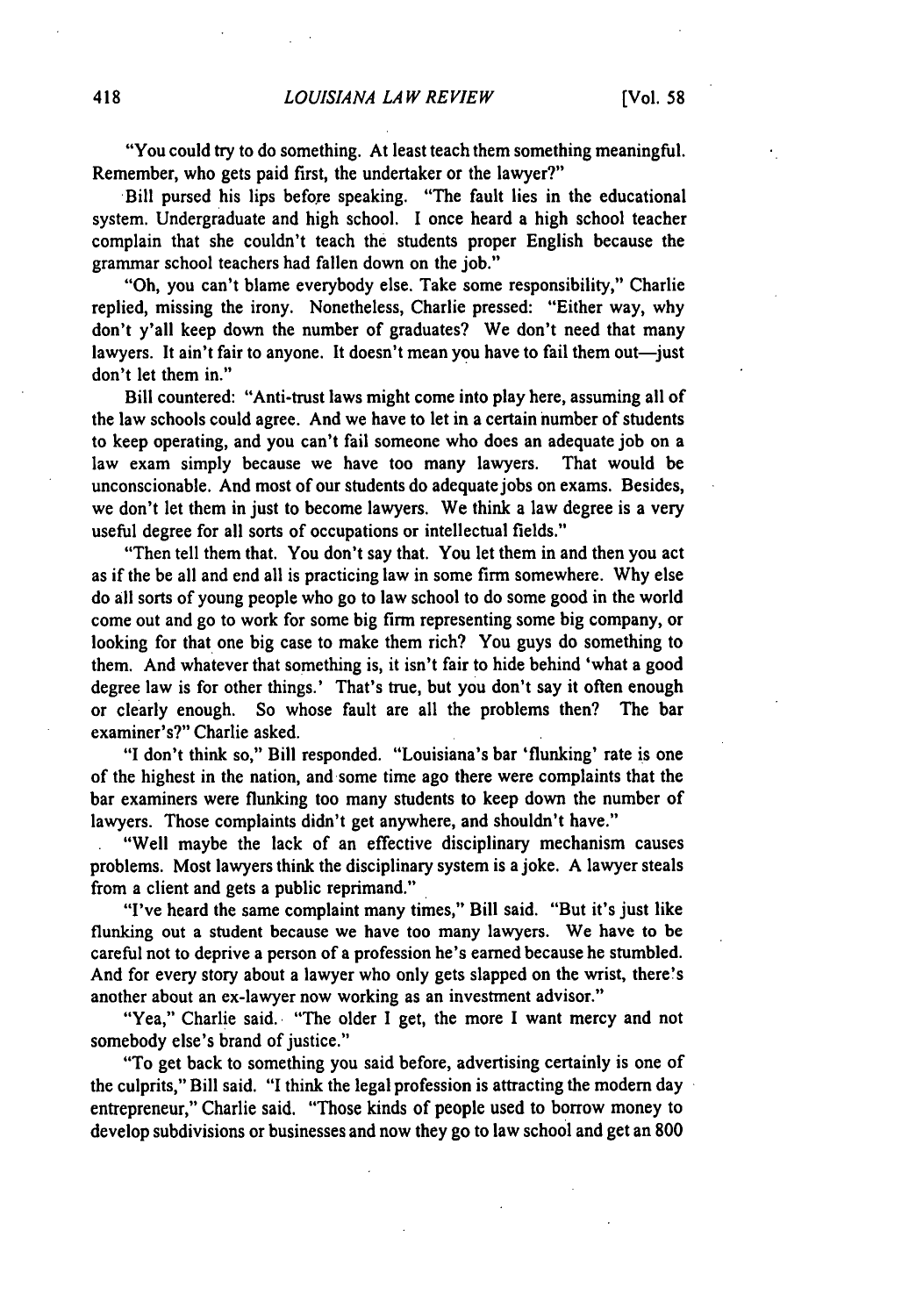"You could try to do something. At least teach them something meaningful. Remember, who gets paid first, the undertaker or the lawyer?"

Bill pursed his lips before speaking. "The fault lies in the educational system. Undergraduate and high school. I once heard a high school teacher complain that she couldn't teach the students proper English because the grammar school teachers had fallen down on the job."

"Oh, you can't blame everybody else. Take some responsibility," Charlie replied, missing the irony. Nonetheless, Charlie pressed: "Either way, why don't y'all keep down the number of graduates? We don't need that many lawyers. It ain't fair to anyone. It doesn't mean you have to fail them out—just don't let them in."

Bill countered: "Anti-trust laws might come into play here, assuming all of the law schools could agree. And we have to let in a certain number of students to keep operating, and you can't fail someone who does an adequate job on a law exam simply because we have too many lawyers. That would be unconscionable. And most of our students do adequate jobs on exams. Besides, we don't let them in just to become lawyers. We think a law degree is a very useful degree for all sorts of occupations or intellectual fields."

"Then tell them that. You don't say that. You let them in and then you act as if the be all and end all is practicing law in some firm somewhere. Why else do all sorts of young people who go to law school to do some good in the world come out and go to work for some big firm representing some big company, or looking for that one big case to make them rich? You guys do something to them. And whatever that something is, it isn't fair to hide behind 'what a good degree law is for other things.' That's true, but you don't say it often enough or clearly enough. So whose fault are all the problems then? The bar examiner's?" Charlie asked.

"I don't think so," Bill responded. "Louisiana's bar 'flunking' rate is one of the highest in the nation, and some time ago there were complaints that the bar examiners were flunking too many students to keep down the number of lawyers. Those complaints didn't get anywhere, and shouldn't have."

"Well maybe the lack of an effective disciplinary mechanism causes problems. Most lawyers think the disciplinary system is a joke. A lawyer steals from a client and gets a public reprimand."

"I've heard the same complaint many times," Bill said. "But it's just like flunking out a student because we have too many lawyers. We have to be careful not to deprive a person of a profession he's earned because he stumbled. And for every story about a lawyer who only gets slapped on the wrist, there's another about an ex-lawyer now working as an investment advisor."

"Yea," Charlie said. "The older I get, the more I want mercy and not somebody else's brand of justice."

"To get back to something you said before, advertising certainly is one of the culprits," Bill said. "I think the legal profession is attracting the modern day entrepreneur," Charlie said. "Those kinds of people used to borrow money to develop subdivisions or businesses and now they go to law school and get an 800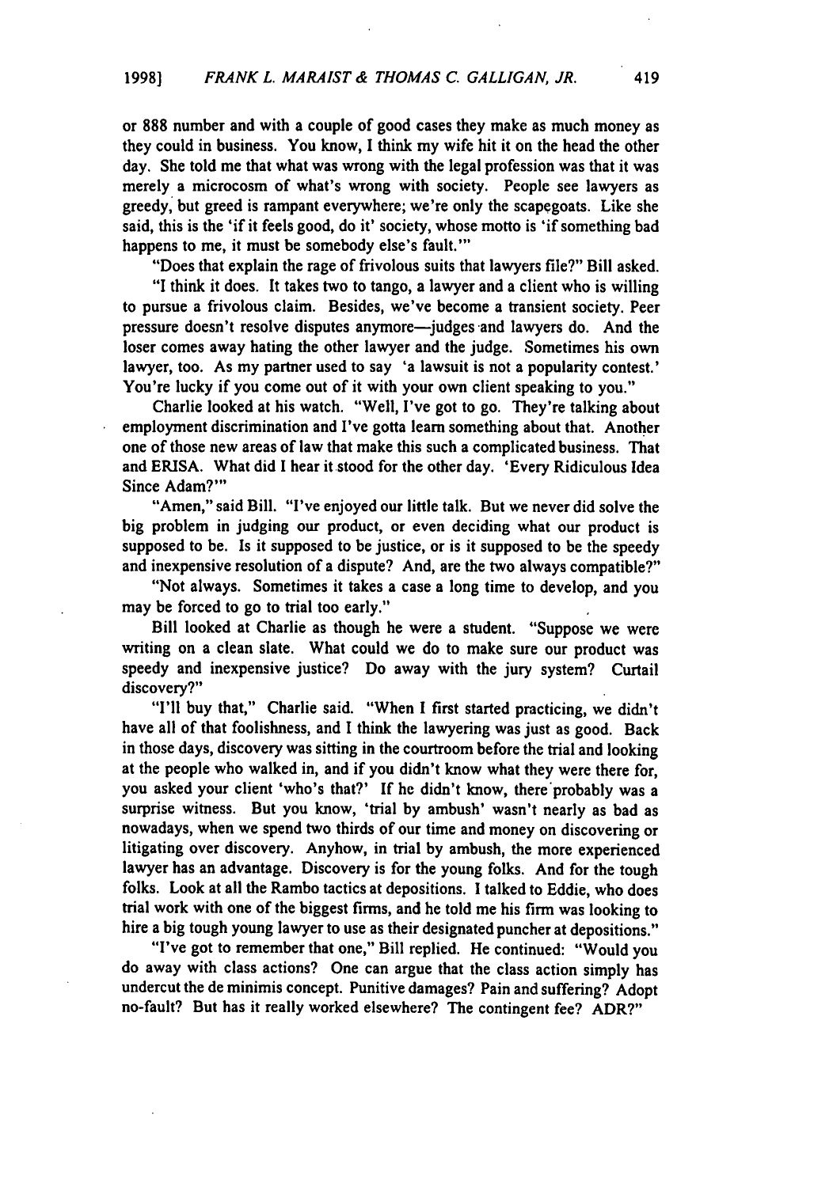or 888 number and with a couple of good cases they make as much money as they could in business. You know, I think my wife hit it on the head the other day. She told me that what was wrong with the legal profession was that it was merely a microcosm of what's wrong with society. People see lawyers as greedy, but greed is rampant everywhere; we're only the scapegoats. Like she said, this is the 'if it feels good, do it' society, whose motto is 'if something bad happens to me, it must be somebody else's fault.'"

"Does that explain the rage of frivolous suits that lawyers file?" Bill asked.

"I think it does. It takes two to tango, a lawyer and a client who is willing to pursue a frivolous claim. Besides, we've become a transient society. Peer pressure doesn't resolve disputes anymore—judges and lawyers do. And the loser comes away hating the other lawyer and the judge. Sometimes his own lawyer, too. As my partner used to say 'a lawsuit is not a popularity contest.' You're lucky if you come out of it with your own client speaking to you."

Charlie looked at his watch. "Well, I've got to go. They're talking about employment discrimination and I've gotta learn something about that. Another one of those new areas of law that make this such a complicated business. That and ERISA. What did I hear it stood for the other day. 'Every Ridiculous Idea Since Adam?'"

"Amen," said Bill. "I've enjoyed our little talk. But we never did solve the big problem in judging our product, or even deciding what our product is supposed to be. Is it supposed to be justice, or is it supposed to be the speedy and inexpensive resolution of a dispute? And, are the two always compatible?"

"Not always. Sometimes it takes a case a long time to develop, and you may be forced to go to trial too early."

Bill looked at Charlie as though he were a student. "Suppose we were writing on a clean slate. What could we do to make sure our product was speedy and inexpensive justice? Do away with the jury system? Curtail discovery?"

"I'll buy that," Charlie said. "When I first started practicing, we didn't have all of that foolishness, and I think the lawyering was just as good. Back in those days, discovery was sitting in the courtroom before the trial and looking at the people who walked in, and if you didn't know what they were there for, you asked your client 'who's that?' If he didn't know, there probably was a surprise witness. But you know, 'trial by ambush' wasn't nearly as bad as nowadays, when we spend two thirds of our time and money on discovering or litigating over discovery. Anyhow, in trial by ambush, the more experienced lawyer has an advantage. Discovery is for the young folks. And for the tough folks. Look at all the Rambo tactics at depositions. I talked to Eddie, who does trial work with one of the biggest firms, and he told me his firm was looking to hire a big tough young lawyer to use as their designated puncher at depositions."

"I've got to remember that one," Bill replied. He continued: "Would you do away with class actions? One can argue that the class action simply has undercut the de minimis concept. Punitive damages? Pain and suffering? Adopt no-fault? But has it really worked elsewhere? The contingent fee? ADR?"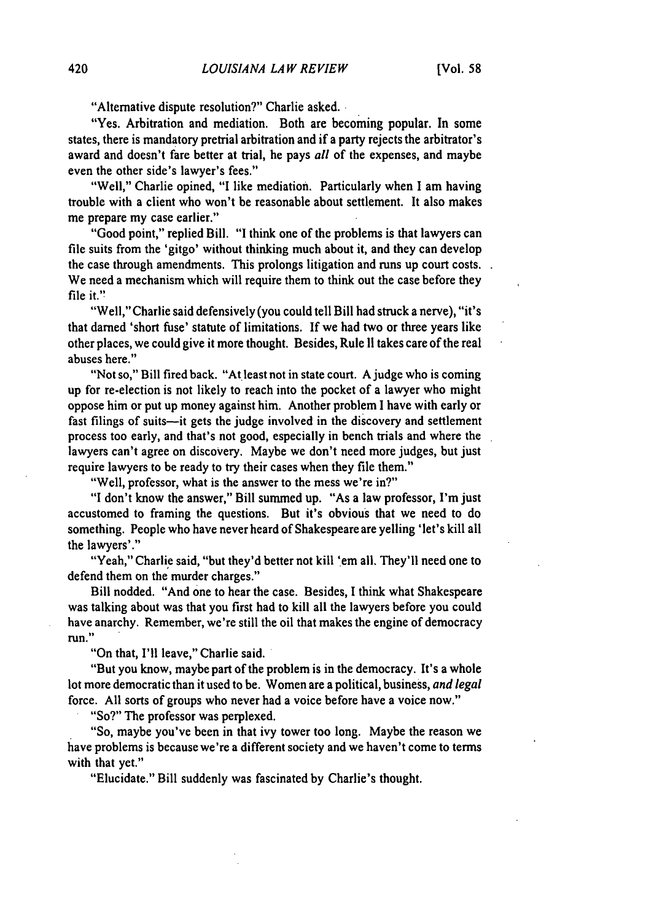"Alternative dispute resolution?" Charlie asked.

"Yes. Arbitration and mediation. Both are becoming popular. In some states, there is mandatory pretrial arbitration and if a party rejects the arbitrator's award and doesn't fare better at trial, he pays *all* of the expenses, and maybe even the other side's lawyer's fees."

"Well," Charlie opined, "I like mediation. Particularly when I am having trouble with a client who won't be reasonable about settlement. It also makes me prepare my case earlier."

"Good point," replied Bill. "I think one of the problems is that lawyers can file suits from the 'gitgo' without thinking much about it, and they can develop the case through amendments. This prolongs litigation and runs up court costs. We need a mechanism which will require them to think out the case before they file it."

"Well," Charlie said defensively (you could tell Bill had struck a nerve), "it's that darned 'short fuse' statute of limitations. If we had two or three years like other places, we could give it more thought. Besides, Rule 11 takes care of the real abuses here."

"Not so," Bill fired back. "At least not in state court. A judge who is coming up for re-election is not likely to reach into the pocket of a lawyer who might oppose him or put up money against him. Another problem I have with early or fast filings of suits—it gets the judge involved in the discovery and settlement process too early, and that's not good, especially in bench trials and where the lawyers can't agree on discovery. Maybe we don't need more judges, but just require lawyers to be ready to try their cases when they file them."

"Well, professor, what is the answer to the mess we're in?"

"I don't know the answer," Bill summed up. "As a law professor, I'm just accustomed to framing the questions. But it's obvious that we need to do something. People who have never heard of Shakespeare are yelling 'let's kill all the lawyers'."

"Yeah," Charlie said, "but they'd better not kill 'em all. They'll need one to defend them on the murder charges."

Bill nodded. "And one to hear the case. Besides, I think what Shakespeare was talking about was that you first had to kill all the lawyers before you could have anarchy. Remember, we're still the oil that makes the engine of democracy run."

"On that, I'll leave," Charlie said.

"But you know, maybe part of the problem is in the democracy. It's a whole lot more democratic than it used to be. Women are a political, business, *and legal* force. All sorts of groups who never had a voice before have a voice now."

"So?" The professor was perplexed.

"So, maybe you've been in that ivy tower too long. Maybe the reason we have problems is because we're a different society and we haven't come to terms with that yet."

"Elucidate." Bill suddenly was fascinated by Charlie's thought.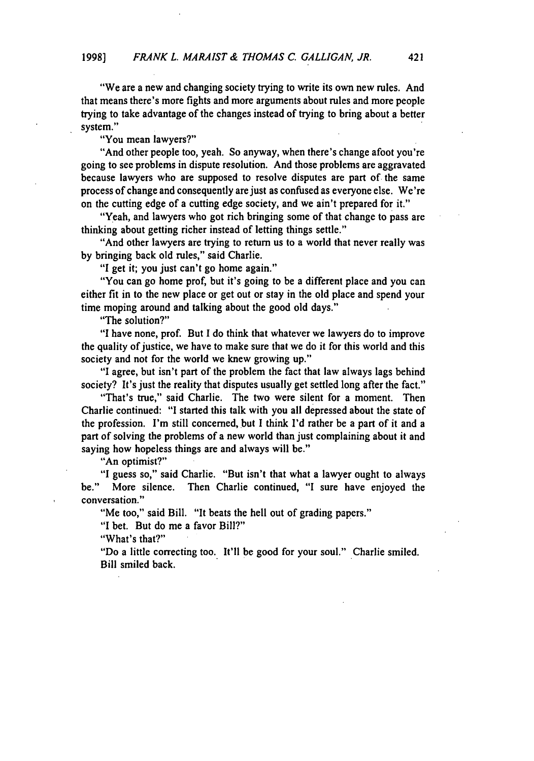"We are a new and changing society trying to write its own new rules. And that means there's more fights and more arguments about rules and more people trying to take advantage of the changes instead of trying to bring about a better system."

"You mean lawyers?"

"And other people too, yeah. So anyway, when there's change afoot you're going to see problems in dispute resolution. And those problems are aggravated because lawyers who are supposed to resolve disputes are part of the same process of change and consequently are just as confused as everyone else. We're on the cutting edge of a cutting edge society, and we ain't prepared for it."

"Yeah, and lawyers who got rich bringing some of that change to pass are thinking about getting richer instead of letting things settle."

"And other lawyers are trying to return us to a world that never really was by bringing back old rules," said Charlie.

"I get it; you just can't go home again."

"You can go home prof, but it's going to be a different place and you can either fit in to the new place or get out or stay in the old place and spend your time moping around and talking about the good old days."

"The solution?"

"I have none, prof. But I do think that whatever we lawyers do to improve the quality of justice, we have to make sure that we do it for this world and this society and not for the world we knew growing up."

"I agree, but isn't part of the problem the fact that law always lags behind society? It's just the reality that disputes usually get settled long after the fact."

"That's true," said Charlie. The two were silent for a moment. Then Charlie continued: "I started this talk with you all depressed about the state of the profession. I'm still concerned, but I think I'd rather be a part of it and a part of solving the problems of a new world than just complaining about it and saying how hopeless things are and always will be."

"An optimist?"

"I guess so," said Charlie. "But isn't that what a lawyer ought to always be." More silence. Then Charlie continued, "I sure have enjoyed the conversation."

"Me too," said Bill. "It beats the hell out of grading papers."

"I bet. But do me a favor Bill?"

"What's that?"

"Do a little correcting too. It'll be good for your soul." Charlie smiled. Bill smiled back.